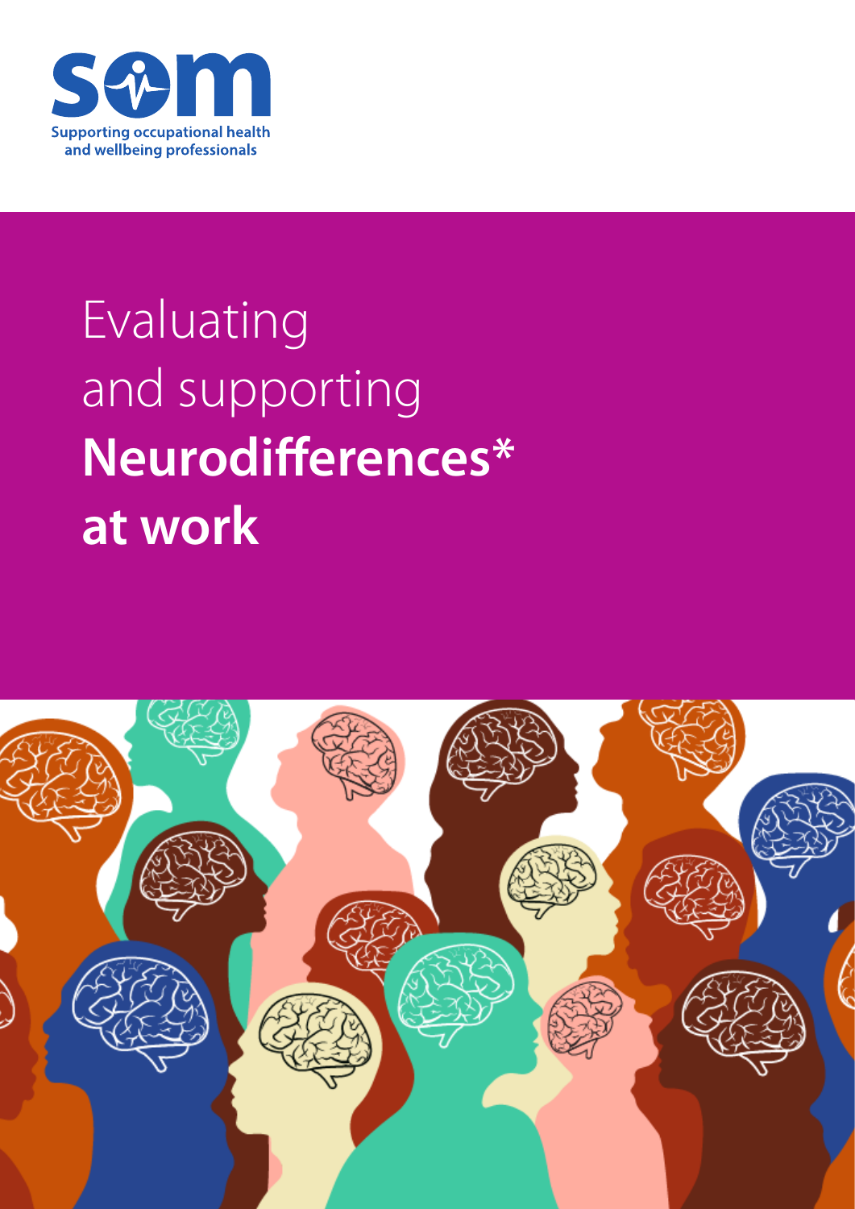Supporting occupational health and wellbeing professionals

# Evaluating and supporting **Neurodifferences* at work**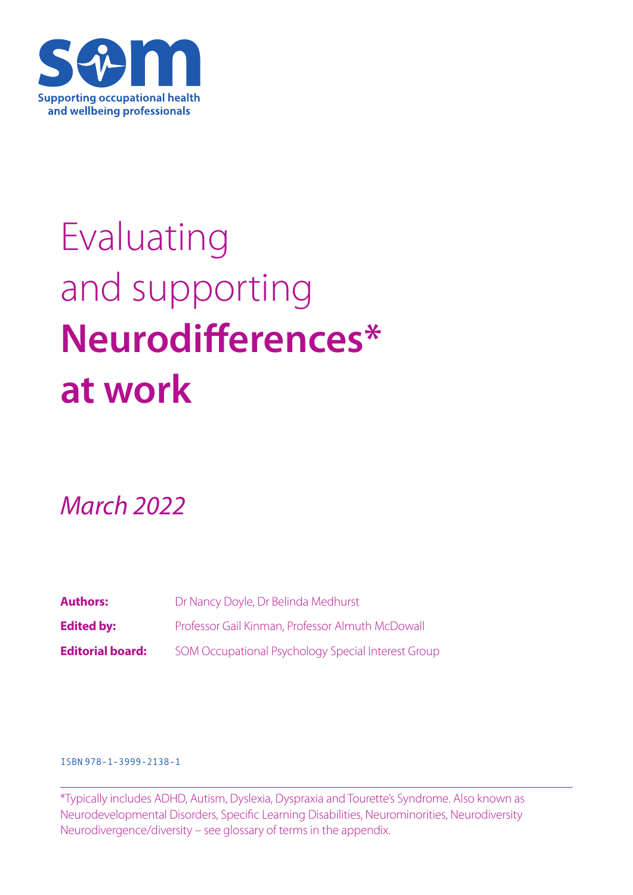Supporting occupational health and wellbeing professionals

# Evaluating and supporting **Neurodifferences\* at work**

*March 2022*

| | |
|---|---|
| **Authors:** | Dr Nancy Doyle, Dr Belinda Medhurst |
| **Edited by:** | Professor Gail Kinman, Professor Almuth McDowall |
| **Editorial board:** | SOM Occupational Psychology Special Interest Group |

ISBN 978-1-3999-2138-1

\*Typically includes ADHD, Autism, Dyslexia, Dyspraxia and Tourette's Syndrome. Also known as Neurodevelopmental Disorders, Specific Learning Disabilities, Neurominorities, Neurodiversity Neurodivergence/diversity – see glossary of terms in the appendix.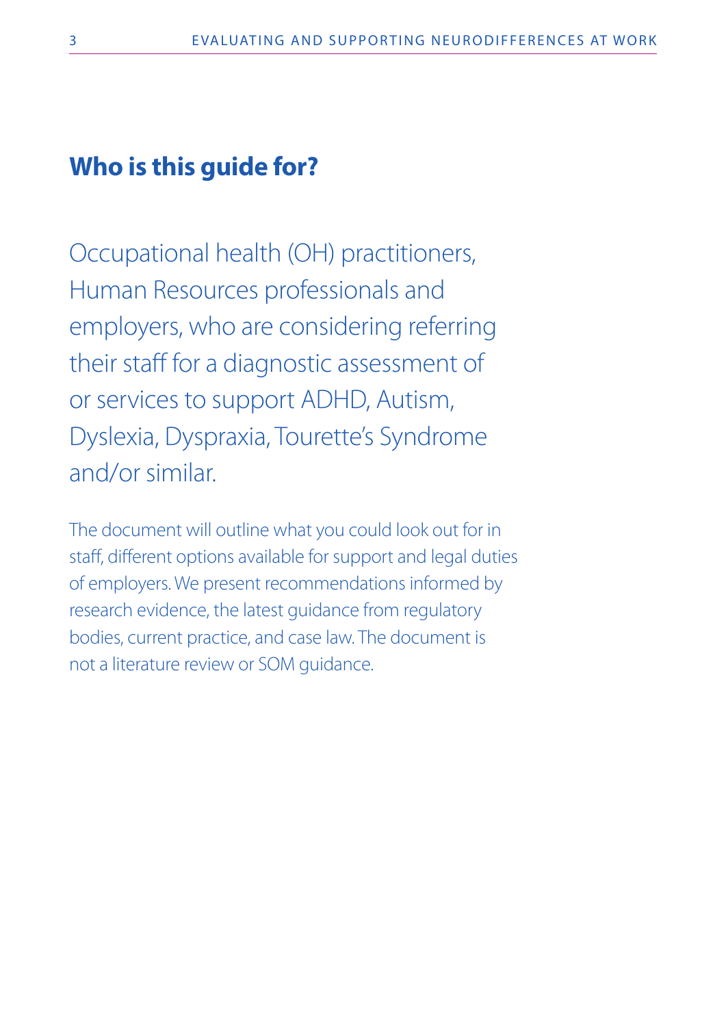## Who is this guide for?

Occupational health (OH) practitioners, Human Resources professionals and employers, who are considering referring their staff for a diagnostic assessment of or services to support ADHD, Autism, Dyslexia, Dyspraxia, Tourette's Syndrome and/or similar.

The document will outline what you could look out for in staff, different options available for support and legal duties of employers. We present recommendations informed by research evidence, the latest guidance from regulatory bodies, current practice, and case law. The document is not a literature review or SOM guidance.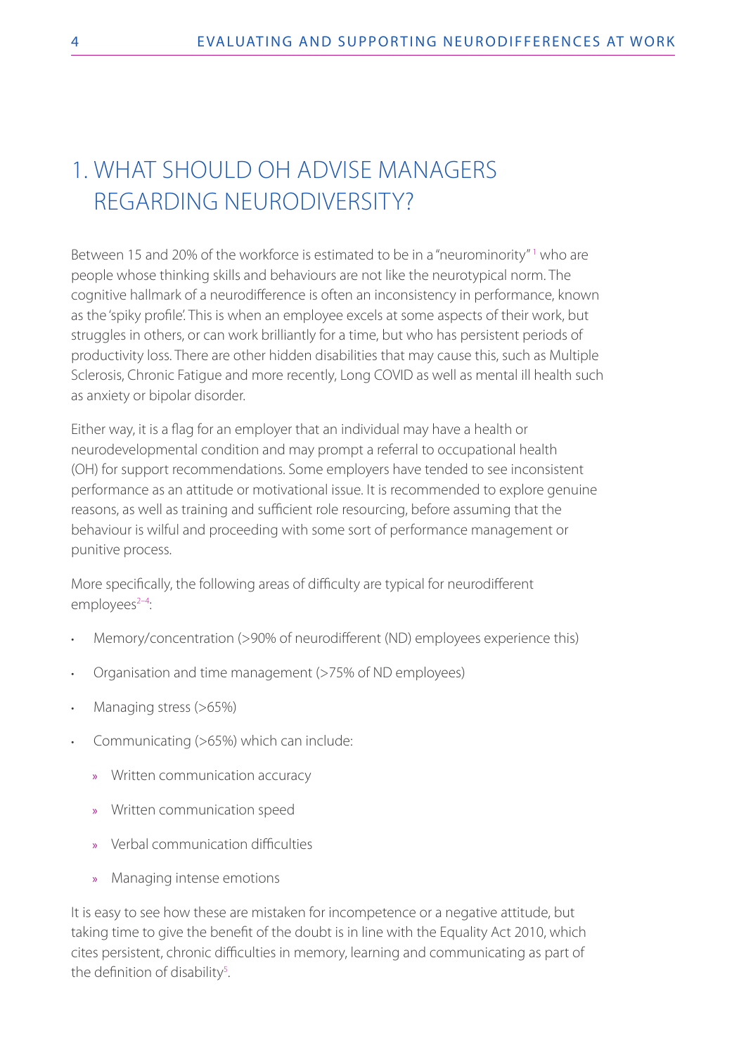# 1. WHAT SHOULD OH ADVISE MANAGERS REGARDING NEURODIVERSITY?

Between 15 and 20% of the workforce is estimated to be in a "neurominority"[1] who are people whose thinking skills and behaviours are not like the neurotypical norm. The cognitive hallmark of a neurodifference is often an inconsistency in performance, known as the 'spiky profile'. This is when an employee excels at some aspects of their work, but struggles in others, or can work brilliantly for a time, but who has persistent periods of productivity loss. There are other hidden disabilities that may cause this, such as Multiple Sclerosis, Chronic Fatigue and more recently, Long COVID as well as mental ill health such as anxiety or bipolar disorder.

Either way, it is a flag for an employer that an individual may have a health or neurodevelopmental condition and may prompt a referral to occupational health (OH) for support recommendations. Some employers have tended to see inconsistent performance as an attitude or motivational issue. It is recommended to explore genuine reasons, as well as training and sufficient role resourcing, before assuming that the behaviour is wilful and proceeding with some sort of performance management or punitive process.

More specifically, the following areas of difficulty are typical for neurodifferent employees[2–4]:

- Memory/concentration (>90% of neurodifferent (ND) employees experience this)
- Organisation and time management (>75% of ND employees)
- Managing stress (>65%)
- Communicating (>65%) which can include:
  - Written communication accuracy
  - Written communication speed
  - Verbal communication difficulties
  - Managing intense emotions

It is easy to see how these are mistaken for incompetence or a negative attitude, but taking time to give the benefit of the doubt is in line with the Equality Act 2010, which cites persistent, chronic difficulties in memory, learning and communicating as part of the definition of disability[5].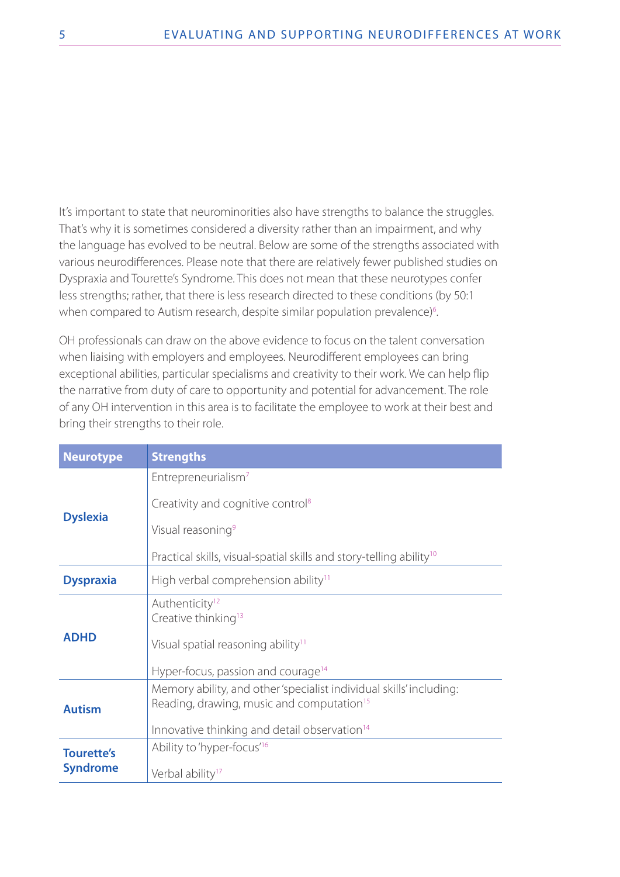It's important to state that neurominorities also have strengths to balance the struggles. That's why it is sometimes considered a diversity rather than an impairment, and why the language has evolved to be neutral. Below are some of the strengths associated with various neurodifferences. Please note that there are relatively fewer published studies on Dyspraxia and Tourette's Syndrome. This does not mean that these neurotypes confer less strengths; rather, that there is less research directed to these conditions (by 50:1 when compared to Autism research, despite similar population prevalence)[6].

OH professionals can draw on the above evidence to focus on the talent conversation when liaising with employers and employees. Neurodifferent employees can bring exceptional abilities, particular specialisms and creativity to their work. We can help flip the narrative from duty of care to opportunity and potential for advancement. The role of any OH intervention in this area is to facilitate the employee to work at their best and bring their strengths to their role.

| Neurotype | Strengths |
| --- | --- |
| **Dyslexia** | Entrepreneurialism[7]<br>Creativity and cognitive control[8]<br>Visual reasoning[9]<br>Practical skills, visual-spatial skills and story-telling ability[10] |
| **Dyspraxia** | High verbal comprehension ability[11] |
| **ADHD** | Authenticity[12]<br>Creative thinking[13]<br>Visual spatial reasoning ability[11]<br>Hyper-focus, passion and courage[14] |
| **Autism** | Memory ability, and other 'specialist individual skills' including: Reading, drawing, music and computation[15]<br>Innovative thinking and detail observation[14] |
| **Tourette's Syndrome** | Ability to 'hyper-focus'[16]<br>Verbal ability[17] |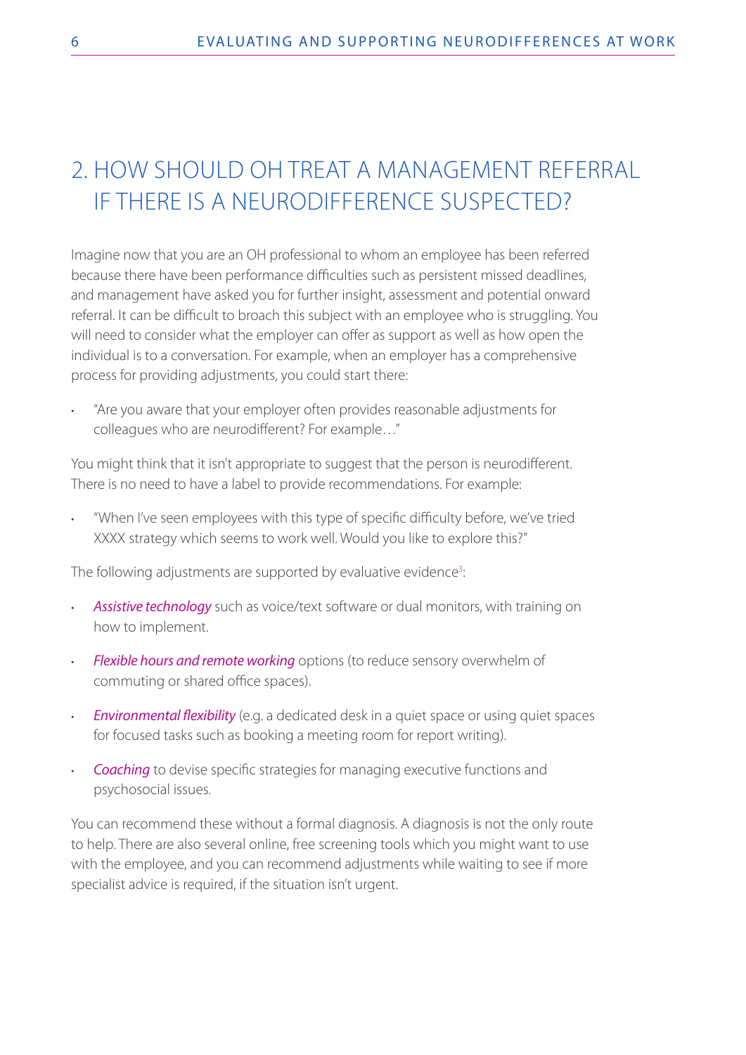# 2. HOW SHOULD OH TREAT A MANAGEMENT REFERRAL IF THERE IS A NEURODIFFERENCE SUSPECTED?

Imagine now that you are an OH professional to whom an employee has been referred because there have been performance difficulties such as persistent missed deadlines, and management have asked you for further insight, assessment and potential onward referral. It can be difficult to broach this subject with an employee who is struggling. You will need to consider what the employer can offer as support as well as how open the individual is to a conversation. For example, when an employer has a comprehensive process for providing adjustments, you could start there:

- "Are you aware that your employer often provides reasonable adjustments for colleagues who are neurodifferent? For example…"

You might think that it isn't appropriate to suggest that the person is neurodifferent. There is no need to have a label to provide recommendations. For example:

- "When I've seen employees with this type of specific difficulty before, we've tried XXXX strategy which seems to work well. Would you like to explore this?"

The following adjustments are supported by evaluative evidence[3]:

- *Assistive technology* such as voice/text software or dual monitors, with training on how to implement.
- *Flexible hours and remote working* options (to reduce sensory overwhelm of commuting or shared office spaces).
- *Environmental flexibility* (e.g. a dedicated desk in a quiet space or using quiet spaces for focused tasks such as booking a meeting room for report writing).
- *Coaching* to devise specific strategies for managing executive functions and psychosocial issues.

You can recommend these without a formal diagnosis. A diagnosis is not the only route to help. There are also several online, free screening tools which you might want to use with the employee, and you can recommend adjustments while waiting to see if more specialist advice is required, if the situation isn't urgent.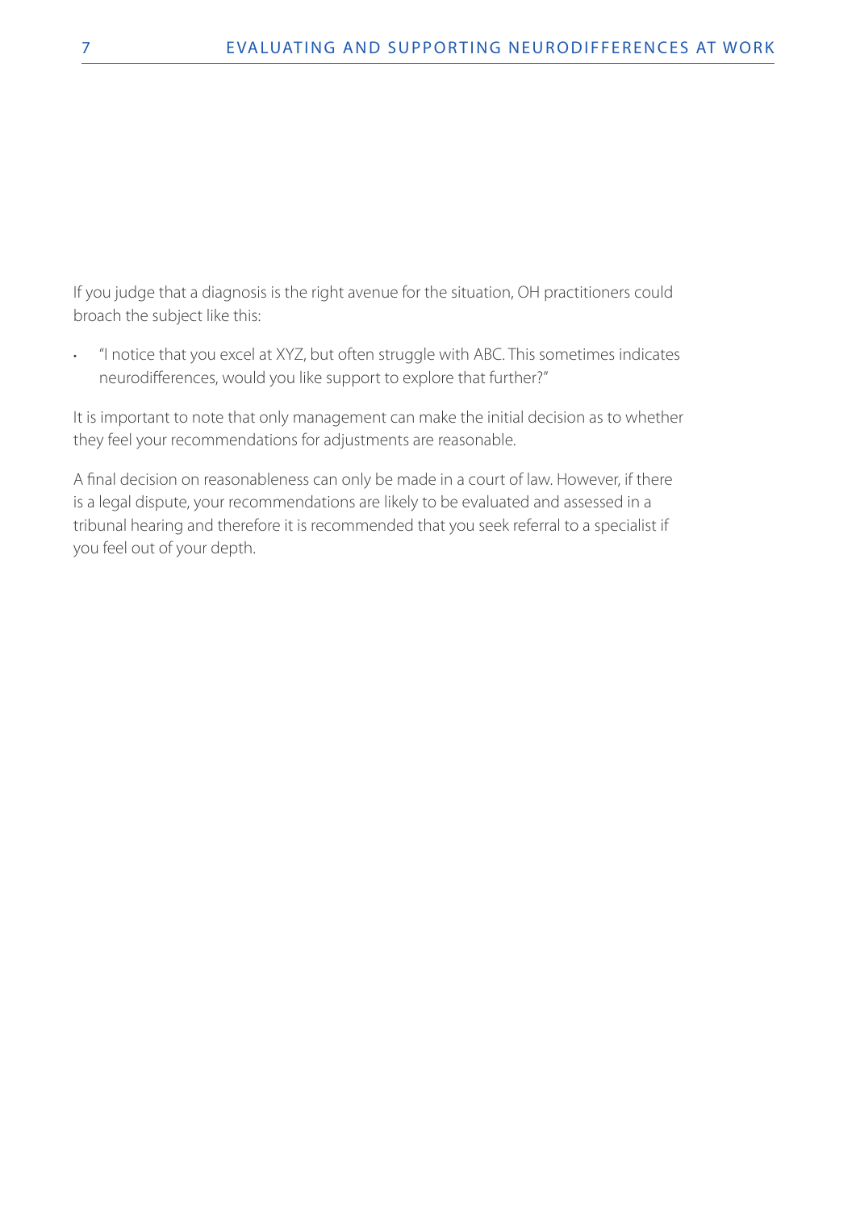If you judge that a diagnosis is the right avenue for the situation, OH practitioners could broach the subject like this:

- "I notice that you excel at XYZ, but often struggle with ABC. This sometimes indicates neurodifferences, would you like support to explore that further?"

It is important to note that only management can make the initial decision as to whether they feel your recommendations for adjustments are reasonable.

A final decision on reasonableness can only be made in a court of law. However, if there is a legal dispute, your recommendations are likely to be evaluated and assessed in a tribunal hearing and therefore it is recommended that you seek referral to a specialist if you feel out of your depth.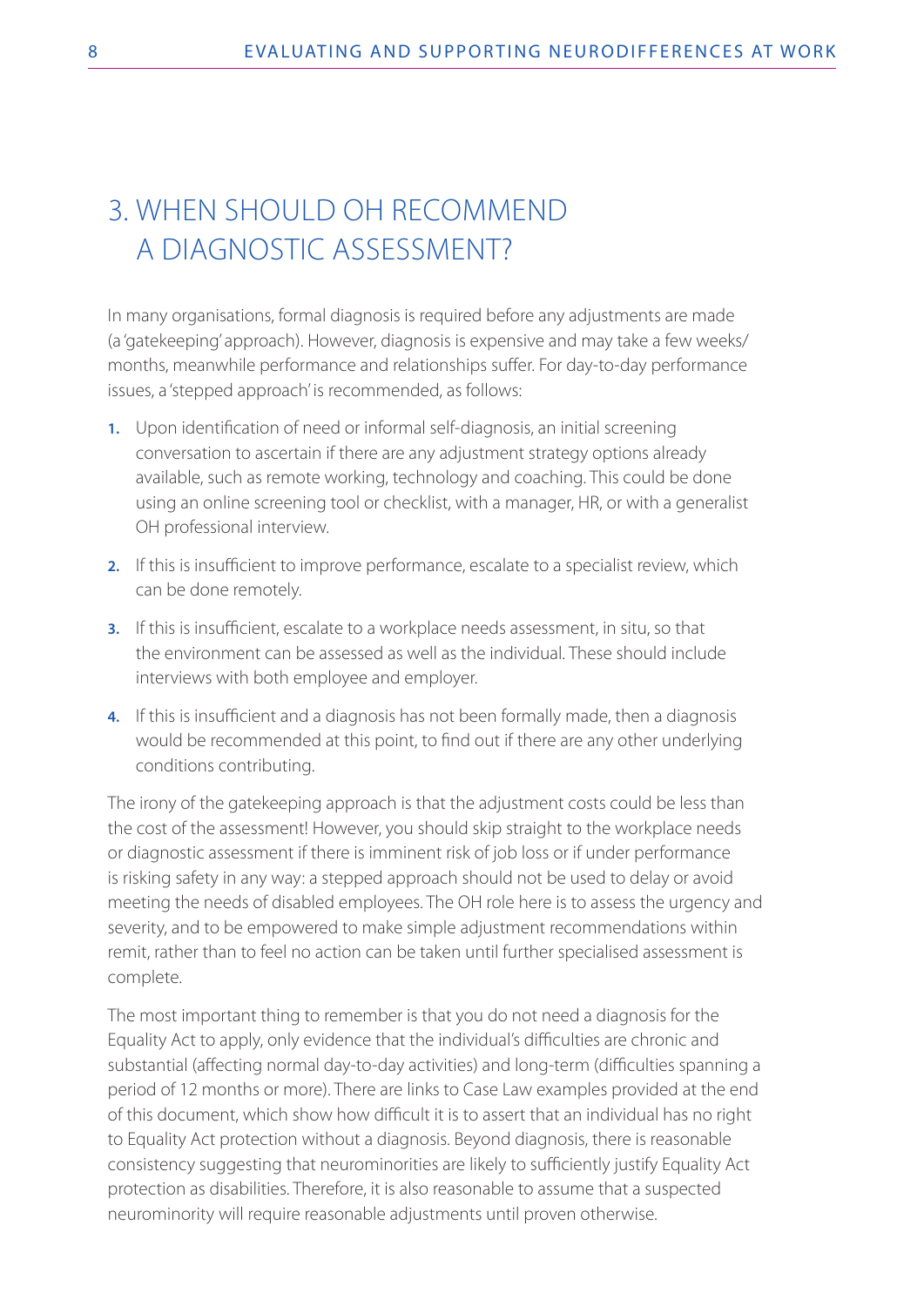# 3. WHEN SHOULD OH RECOMMEND A DIAGNOSTIC ASSESSMENT?

In many organisations, formal diagnosis is required before any adjustments are made (a 'gatekeeping' approach). However, diagnosis is expensive and may take a few weeks/months, meanwhile performance and relationships suffer. For day-to-day performance issues, a 'stepped approach' is recommended, as follows:

1. Upon identification of need or informal self-diagnosis, an initial screening conversation to ascertain if there are any adjustment strategy options already available, such as remote working, technology and coaching. This could be done using an online screening tool or checklist, with a manager, HR, or with a generalist OH professional interview.
2. If this is insufficient to improve performance, escalate to a specialist review, which can be done remotely.
3. If this is insufficient, escalate to a workplace needs assessment, in situ, so that the environment can be assessed as well as the individual. These should include interviews with both employee and employer.
4. If this is insufficient and a diagnosis has not been formally made, then a diagnosis would be recommended at this point, to find out if there are any other underlying conditions contributing.

The irony of the gatekeeping approach is that the adjustment costs could be less than the cost of the assessment! However, you should skip straight to the workplace needs or diagnostic assessment if there is imminent risk of job loss or if under performance is risking safety in any way: a stepped approach should not be used to delay or avoid meeting the needs of disabled employees. The OH role here is to assess the urgency and severity, and to be empowered to make simple adjustment recommendations within remit, rather than to feel no action can be taken until further specialised assessment is complete.

The most important thing to remember is that you do not need a diagnosis for the Equality Act to apply, only evidence that the individual's difficulties are chronic and substantial (affecting normal day-to-day activities) and long-term (difficulties spanning a period of 12 months or more). There are links to Case Law examples provided at the end of this document, which show how difficult it is to assert that an individual has no right to Equality Act protection without a diagnosis. Beyond diagnosis, there is reasonable consistency suggesting that neurominorities are likely to sufficiently justify Equality Act protection as disabilities. Therefore, it is also reasonable to assume that a suspected neurominority will require reasonable adjustments until proven otherwise.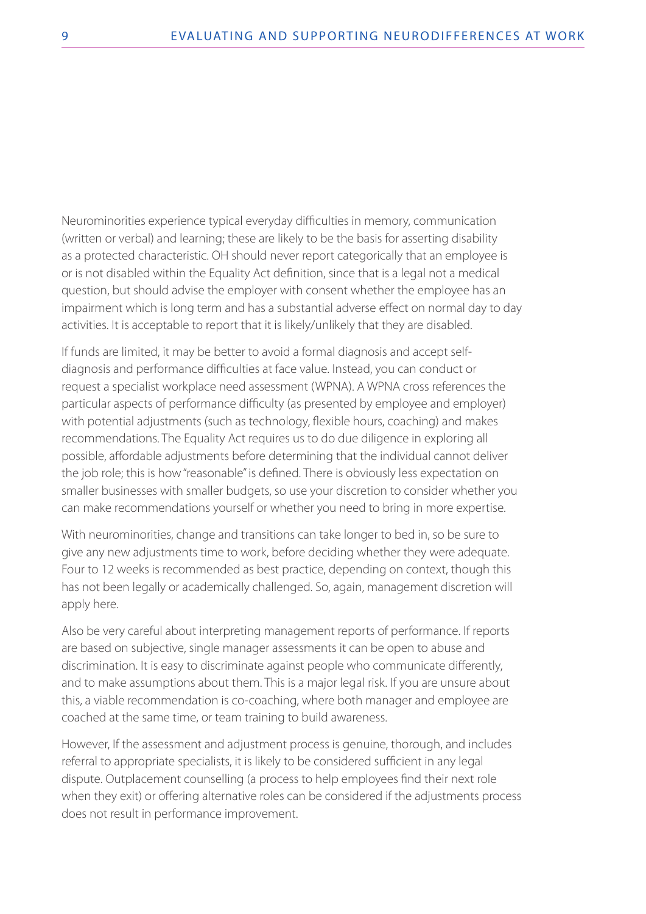Neurominorities experience typical everyday difficulties in memory, communication (written or verbal) and learning; these are likely to be the basis for asserting disability as a protected characteristic. OH should never report categorically that an employee is or is not disabled within the Equality Act definition, since that is a legal not a medical question, but should advise the employer with consent whether the employee has an impairment which is long term and has a substantial adverse effect on normal day to day activities. It is acceptable to report that it is likely/unlikely that they are disabled.

If funds are limited, it may be better to avoid a formal diagnosis and accept self-diagnosis and performance difficulties at face value. Instead, you can conduct or request a specialist workplace need assessment (WPNA). A WPNA cross references the particular aspects of performance difficulty (as presented by employee and employer) with potential adjustments (such as technology, flexible hours, coaching) and makes recommendations. The Equality Act requires us to do due diligence in exploring all possible, affordable adjustments before determining that the individual cannot deliver the job role; this is how "reasonable" is defined. There is obviously less expectation on smaller businesses with smaller budgets, so use your discretion to consider whether you can make recommendations yourself or whether you need to bring in more expertise.

With neurominorities, change and transitions can take longer to bed in, so be sure to give any new adjustments time to work, before deciding whether they were adequate. Four to 12 weeks is recommended as best practice, depending on context, though this has not been legally or academically challenged. So, again, management discretion will apply here.

Also be very careful about interpreting management reports of performance. If reports are based on subjective, single manager assessments it can be open to abuse and discrimination. It is easy to discriminate against people who communicate differently, and to make assumptions about them. This is a major legal risk. If you are unsure about this, a viable recommendation is co-coaching, where both manager and employee are coached at the same time, or team training to build awareness.

However, If the assessment and adjustment process is genuine, thorough, and includes referral to appropriate specialists, it is likely to be considered sufficient in any legal dispute. Outplacement counselling (a process to help employees find their next role when they exit) or offering alternative roles can be considered if the adjustments process does not result in performance improvement.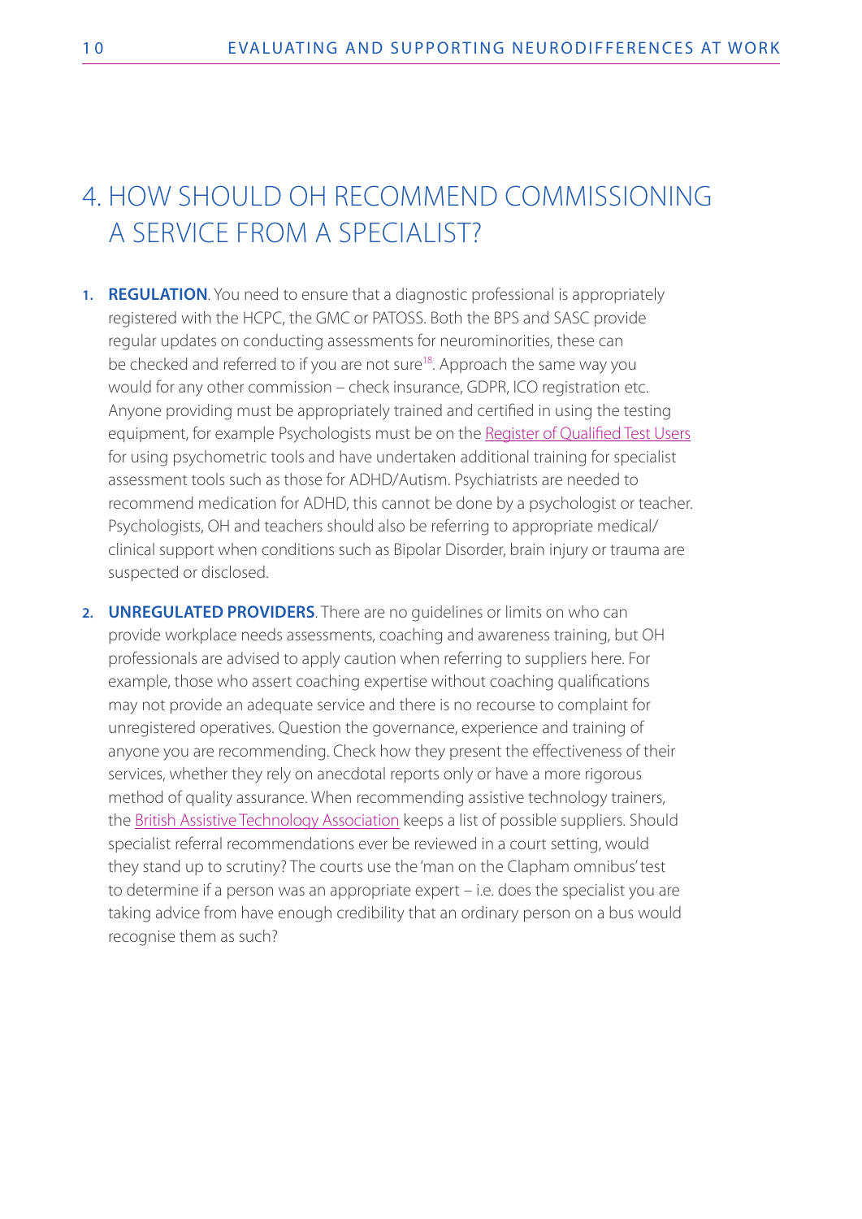# 4. HOW SHOULD OH RECOMMEND COMMISSIONING A SERVICE FROM A SPECIALIST?

1. **REGULATION**. You need to ensure that a diagnostic professional is appropriately registered with the HCPC, the GMC or PATOSS. Both the BPS and SASC provide regular updates on conducting assessments for neurominorities, these can be checked and referred to if you are not sure[18]. Approach the same way you would for any other commission – check insurance, GDPR, ICO registration etc. Anyone providing must be appropriately trained and certified in using the testing equipment, for example Psychologists must be on the Register of Qualified Test Users for using psychometric tools and have undertaken additional training for specialist assessment tools such as those for ADHD/Autism. Psychiatrists are needed to recommend medication for ADHD, this cannot be done by a psychologist or teacher. Psychologists, OH and teachers should also be referring to appropriate medical/clinical support when conditions such as Bipolar Disorder, brain injury or trauma are suspected or disclosed.

2. **UNREGULATED PROVIDERS**. There are no guidelines or limits on who can provide workplace needs assessments, coaching and awareness training, but OH professionals are advised to apply caution when referring to suppliers here. For example, those who assert coaching expertise without coaching qualifications may not provide an adequate service and there is no recourse to complaint for unregistered operatives. Question the governance, experience and training of anyone you are recommending. Check how they present the effectiveness of their services, whether they rely on anecdotal reports only or have a more rigorous method of quality assurance. When recommending assistive technology trainers, the British Assistive Technology Association keeps a list of possible suppliers. Should specialist referral recommendations ever be reviewed in a court setting, would they stand up to scrutiny? The courts use the 'man on the Clapham omnibus' test to determine if a person was an appropriate expert – i.e. does the specialist you are taking advice from have enough credibility that an ordinary person on a bus would recognise them as such?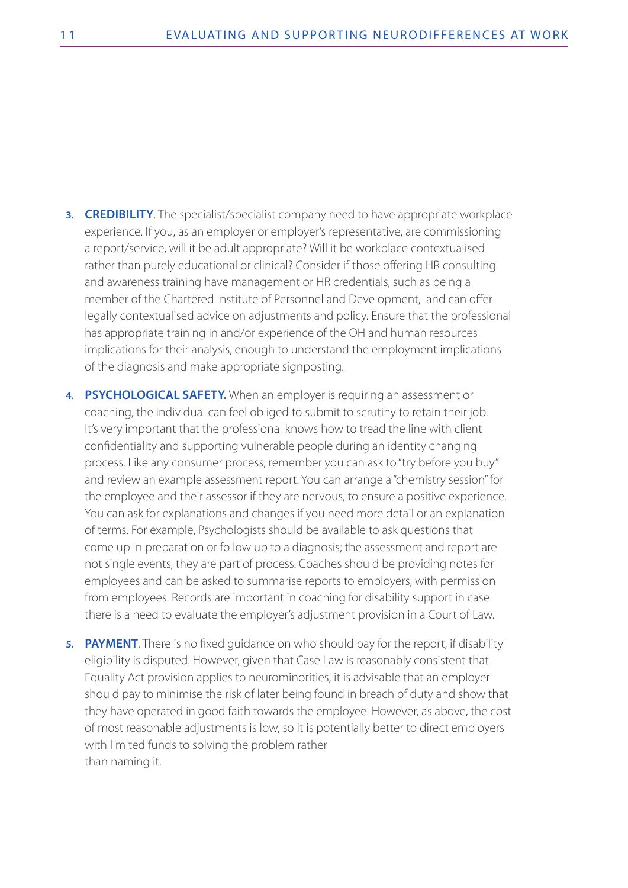3. **CREDIBILITY**. The specialist/specialist company need to have appropriate workplace experience. If you, as an employer or employer's representative, are commissioning a report/service, will it be adult appropriate? Will it be workplace contextualised rather than purely educational or clinical? Consider if those offering HR consulting and awareness training have management or HR credentials, such as being a member of the Chartered Institute of Personnel and Development, and can offer legally contextualised advice on adjustments and policy. Ensure that the professional has appropriate training in and/or experience of the OH and human resources implications for their analysis, enough to understand the employment implications of the diagnosis and make appropriate signposting.

4. **PSYCHOLOGICAL SAFETY.** When an employer is requiring an assessment or coaching, the individual can feel obliged to submit to scrutiny to retain their job. It's very important that the professional knows how to tread the line with client confidentiality and supporting vulnerable people during an identity changing process. Like any consumer process, remember you can ask to "try before you buy" and review an example assessment report. You can arrange a "chemistry session" for the employee and their assessor if they are nervous, to ensure a positive experience. You can ask for explanations and changes if you need more detail or an explanation of terms. For example, Psychologists should be available to ask questions that come up in preparation or follow up to a diagnosis; the assessment and report are not single events, they are part of process. Coaches should be providing notes for employees and can be asked to summarise reports to employers, with permission from employees. Records are important in coaching for disability support in case there is a need to evaluate the employer's adjustment provision in a Court of Law.

5. **PAYMENT**. There is no fixed guidance on who should pay for the report, if disability eligibility is disputed. However, given that Case Law is reasonably consistent that Equality Act provision applies to neurominorities, it is advisable that an employer should pay to minimise the risk of later being found in breach of duty and show that they have operated in good faith towards the employee. However, as above, the cost of most reasonable adjustments is low, so it is potentially better to direct employers with limited funds to solving the problem rather than naming it.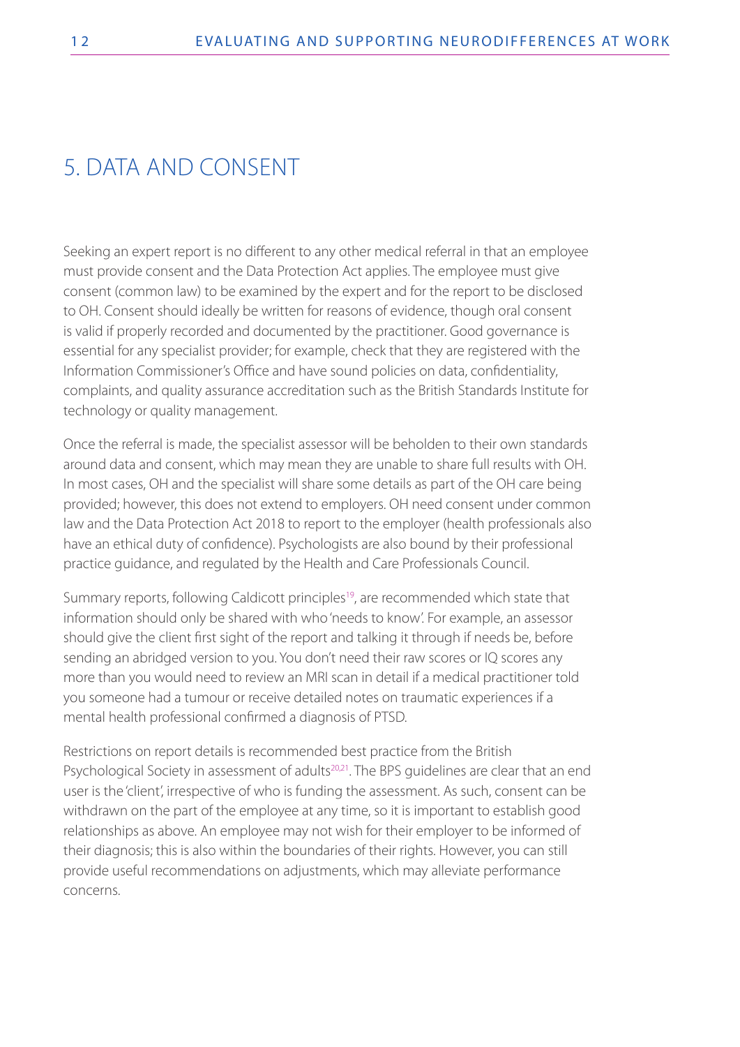# 5. DATA AND CONSENT

Seeking an expert report is no different to any other medical referral in that an employee must provide consent and the Data Protection Act applies. The employee must give consent (common law) to be examined by the expert and for the report to be disclosed to OH. Consent should ideally be written for reasons of evidence, though oral consent is valid if properly recorded and documented by the practitioner. Good governance is essential for any specialist provider; for example, check that they are registered with the Information Commissioner's Office and have sound policies on data, confidentiality, complaints, and quality assurance accreditation such as the British Standards Institute for technology or quality management.

Once the referral is made, the specialist assessor will be beholden to their own standards around data and consent, which may mean they are unable to share full results with OH. In most cases, OH and the specialist will share some details as part of the OH care being provided; however, this does not extend to employers. OH need consent under common law and the Data Protection Act 2018 to report to the employer (health professionals also have an ethical duty of confidence). Psychologists are also bound by their professional practice guidance, and regulated by the Health and Care Professionals Council.

Summary reports, following Caldicott principles[19], are recommended which state that information should only be shared with who 'needs to know'. For example, an assessor should give the client first sight of the report and talking it through if needs be, before sending an abridged version to you. You don't need their raw scores or IQ scores any more than you would need to review an MRI scan in detail if a medical practitioner told you someone had a tumour or receive detailed notes on traumatic experiences if a mental health professional confirmed a diagnosis of PTSD.

Restrictions on report details is recommended best practice from the British Psychological Society in assessment of adults[20,21]. The BPS guidelines are clear that an end user is the 'client', irrespective of who is funding the assessment. As such, consent can be withdrawn on the part of the employee at any time, so it is important to establish good relationships as above. An employee may not wish for their employer to be informed of their diagnosis; this is also within the boundaries of their rights. However, you can still provide useful recommendations on adjustments, which may alleviate performance concerns.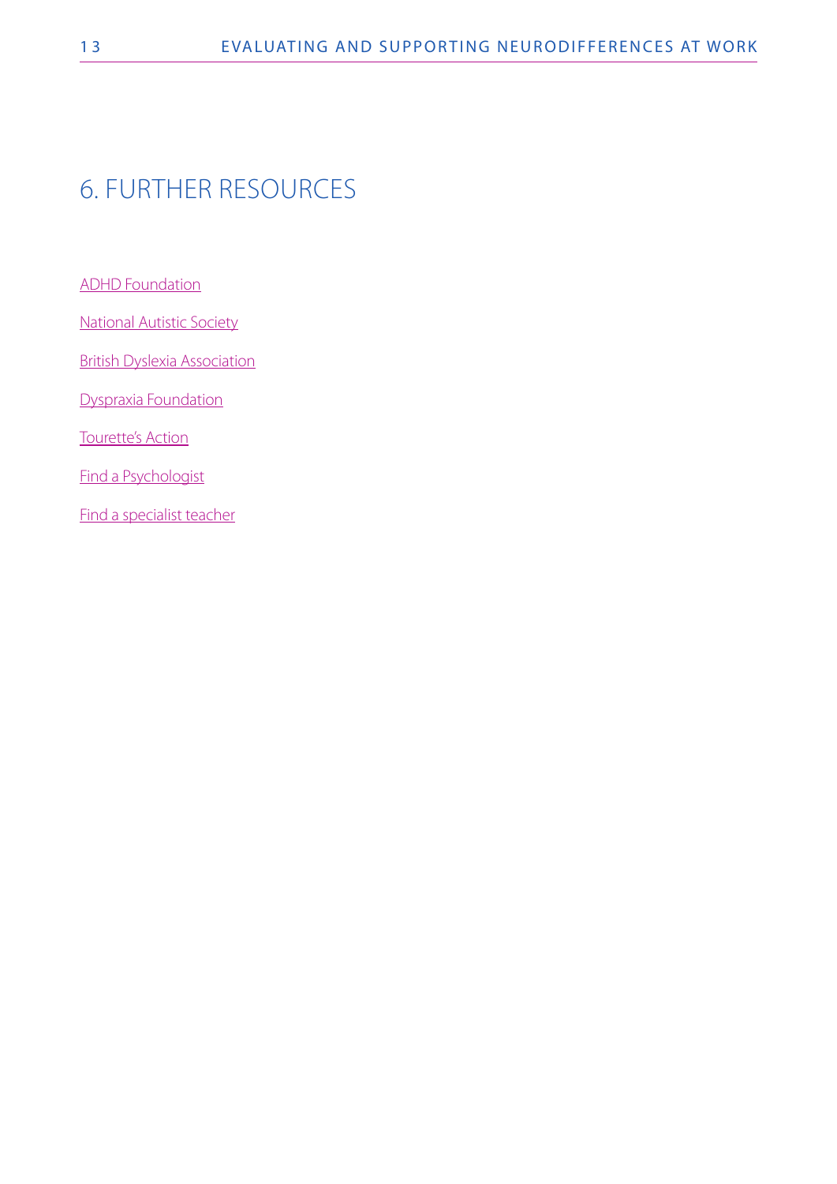# 6. FURTHER RESOURCES

ADHD Foundation

National Autistic Society

British Dyslexia Association

Dyspraxia Foundation

Tourette's Action

Find a Psychologist

Find a specialist teacher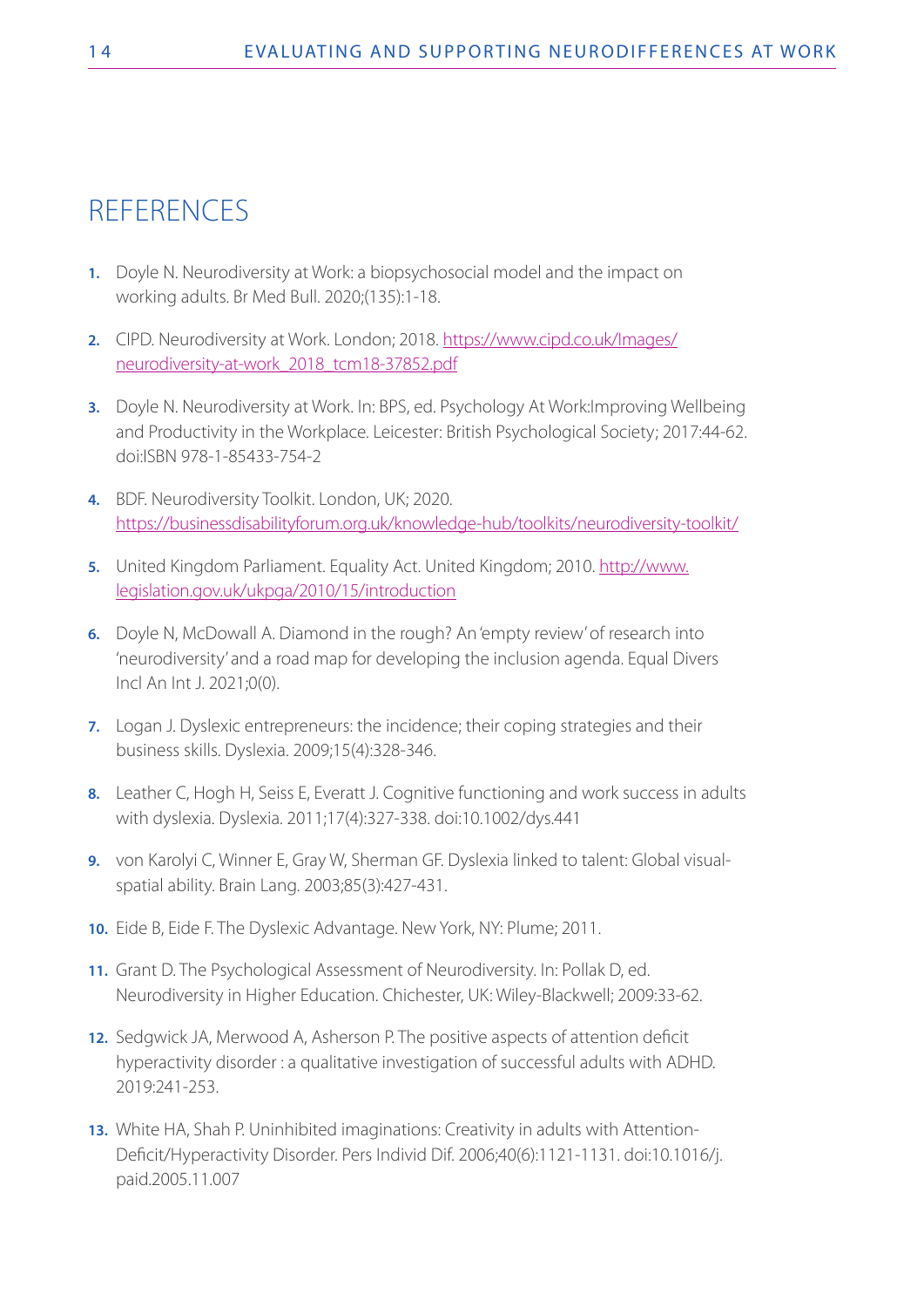# REFERENCES

1. Doyle N. Neurodiversity at Work: a biopsychosocial model and the impact on working adults. Br Med Bull. 2020;(135):1-18.
2. CIPD. Neurodiversity at Work. London; 2018. https://www.cipd.co.uk/Images/neurodiversity-at-work_2018_tcm18-37852.pdf
3. Doyle N. Neurodiversity at Work. In: BPS, ed. Psychology At Work:Improving Wellbeing and Productivity in the Workplace. Leicester: British Psychological Society; 2017:44-62. doi:ISBN 978-1-85433-754-2
4. BDF. Neurodiversity Toolkit. London, UK; 2020. https://businessdisabilityforum.org.uk/knowledge-hub/toolkits/neurodiversity-toolkit/
5. United Kingdom Parliament. Equality Act. United Kingdom; 2010. http://www.legislation.gov.uk/ukpga/2010/15/introduction
6. Doyle N, McDowall A. Diamond in the rough? An 'empty review' of research into 'neurodiversity' and a road map for developing the inclusion agenda. Equal Divers Incl An Int J. 2021;0(0).
7. Logan J. Dyslexic entrepreneurs: the incidence; their coping strategies and their business skills. Dyslexia. 2009;15(4):328-346.
8. Leather C, Hogh H, Seiss E, Everatt J. Cognitive functioning and work success in adults with dyslexia. Dyslexia. 2011;17(4):327-338. doi:10.1002/dys.441
9. von Karolyi C, Winner E, Gray W, Sherman GF. Dyslexia linked to talent: Global visual-spatial ability. Brain Lang. 2003;85(3):427-431.
10. Eide B, Eide F. The Dyslexic Advantage. New York, NY: Plume; 2011.
11. Grant D. The Psychological Assessment of Neurodiversity. In: Pollak D, ed. Neurodiversity in Higher Education. Chichester, UK: Wiley-Blackwell; 2009:33-62.
12. Sedgwick JA, Merwood A, Asherson P. The positive aspects of attention deficit hyperactivity disorder : a qualitative investigation of successful adults with ADHD. 2019:241-253.
13. White HA, Shah P. Uninhibited imaginations: Creativity in adults with Attention-Deficit/Hyperactivity Disorder. Pers Individ Dif. 2006;40(6):1121-1131. doi:10.1016/j.paid.2005.11.007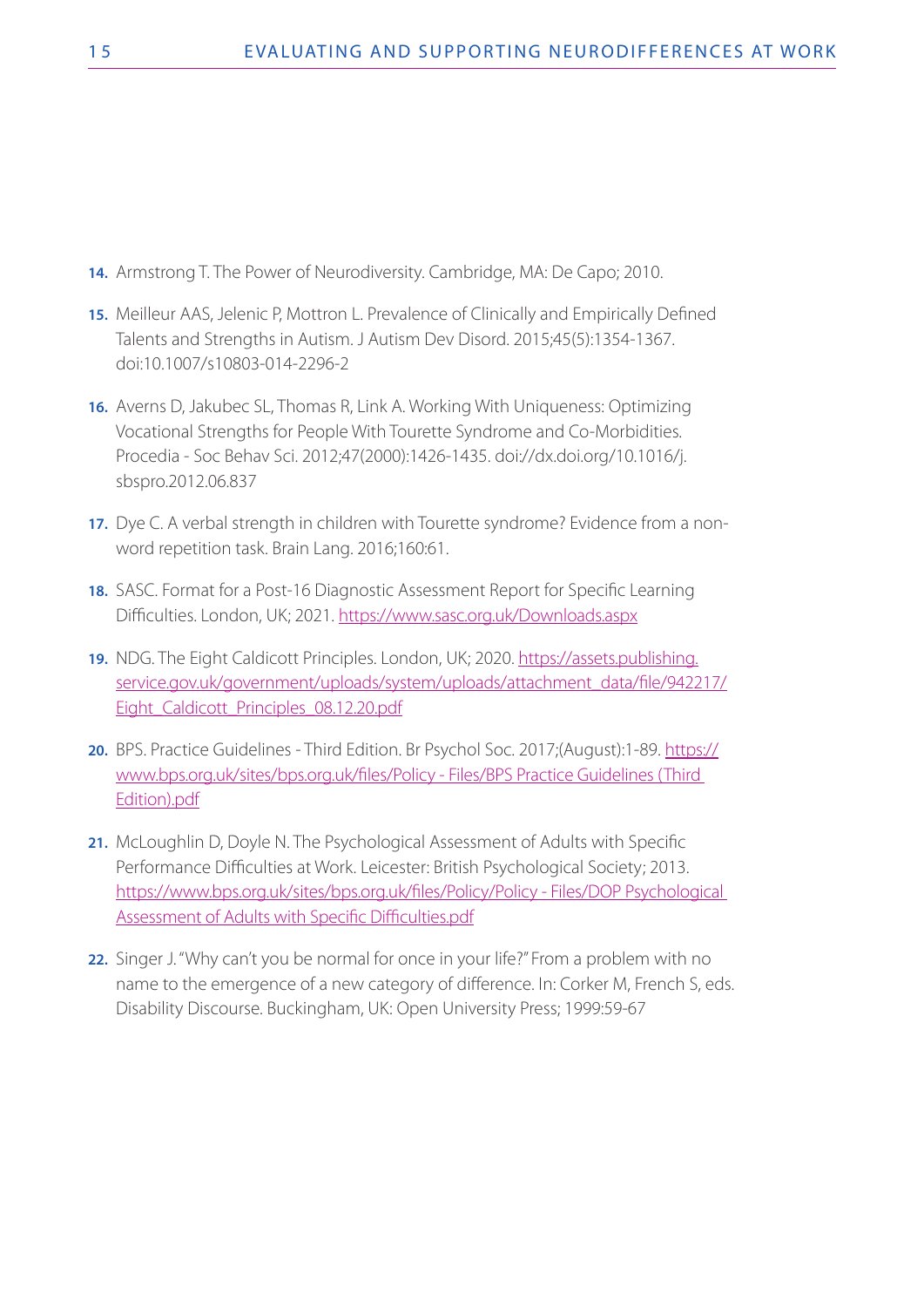14. Armstrong T. The Power of Neurodiversity. Cambridge, MA: De Capo; 2010.

15. Meilleur AAS, Jelenic P, Mottron L. Prevalence of Clinically and Empirically Defined Talents and Strengths in Autism. J Autism Dev Disord. 2015;45(5):1354-1367. doi:10.1007/s10803-014-2296-2

16. Averns D, Jakubec SL, Thomas R, Link A. Working With Uniqueness: Optimizing Vocational Strengths for People With Tourette Syndrome and Co-Morbidities. Procedia - Soc Behav Sci. 2012;47(2000):1426-1435. doi://dx.doi.org/10.1016/j.sbspro.2012.06.837

17. Dye C. A verbal strength in children with Tourette syndrome? Evidence from a non-word repetition task. Brain Lang. 2016;160:61.

18. SASC. Format for a Post-16 Diagnostic Assessment Report for Specific Learning Difficulties. London, UK; 2021. https://www.sasc.org.uk/Downloads.aspx

19. NDG. The Eight Caldicott Principles. London, UK; 2020. https://assets.publishing.service.gov.uk/government/uploads/system/uploads/attachment_data/file/942217/Eight_Caldicott_Principles_08.12.20.pdf

20. BPS. Practice Guidelines - Third Edition. Br Psychol Soc. 2017;(August):1-89. https://www.bps.org.uk/sites/bps.org.uk/files/Policy - Files/BPS Practice Guidelines (Third Edition).pdf

21. McLoughlin D, Doyle N. The Psychological Assessment of Adults with Specific Performance Difficulties at Work. Leicester: British Psychological Society; 2013. https://www.bps.org.uk/sites/bps.org.uk/files/Policy/Policy - Files/DOP Psychological Assessment of Adults with Specific Difficulties.pdf

22. Singer J. "Why can't you be normal for once in your life?" From a problem with no name to the emergence of a new category of difference. In: Corker M, French S, eds. Disability Discourse. Buckingham, UK: Open University Press; 1999:59-67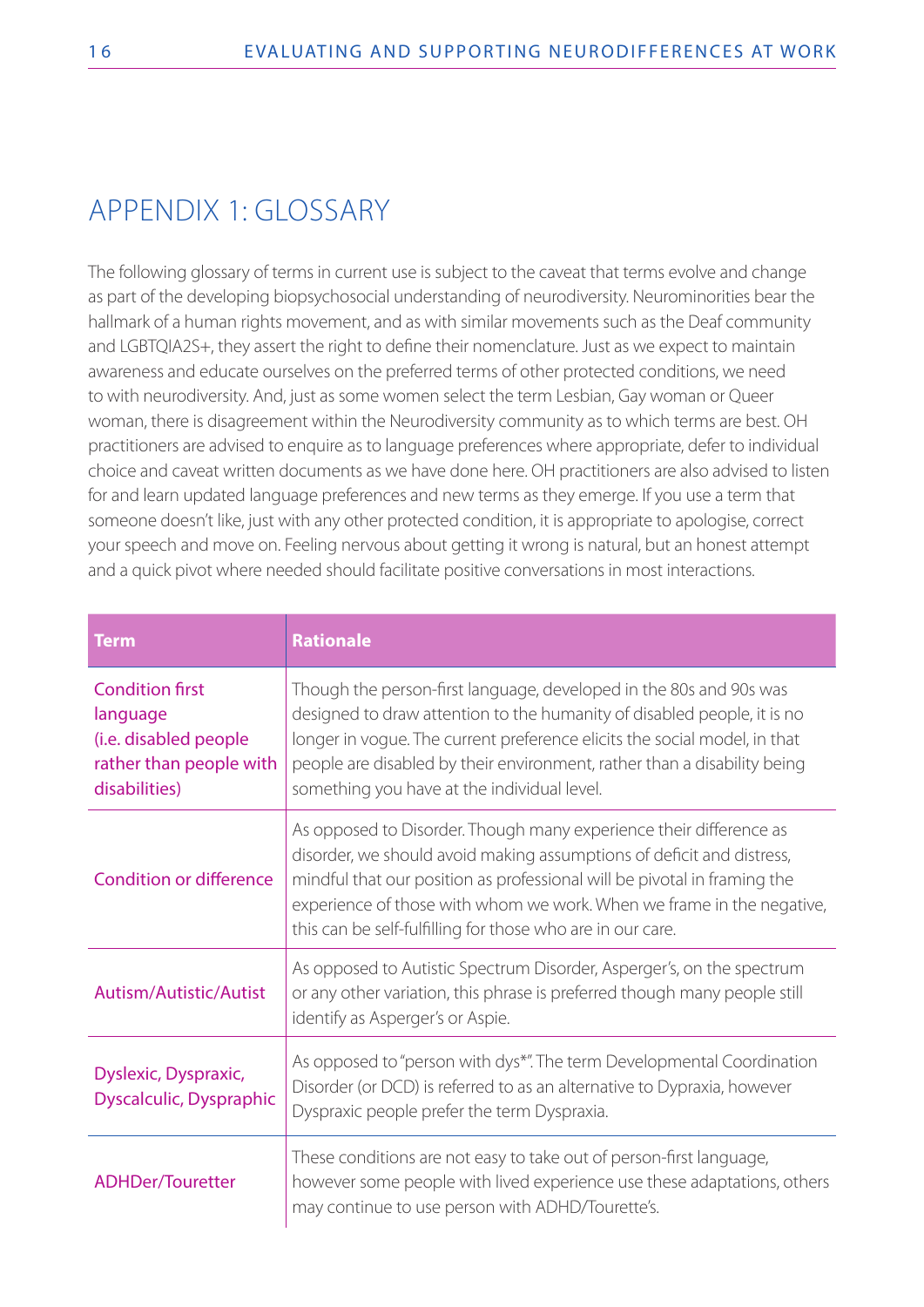# APPENDIX 1: GLOSSARY

The following glossary of terms in current use is subject to the caveat that terms evolve and change as part of the developing biopsychosocial understanding of neurodiversity. Neurominorities bear the hallmark of a human rights movement, and as with similar movements such as the Deaf community and LGBTQIA2S+, they assert the right to define their nomenclature. Just as we expect to maintain awareness and educate ourselves on the preferred terms of other protected conditions, we need to with neurodiversity. And, just as some women select the term Lesbian, Gay woman or Queer woman, there is disagreement within the Neurodiversity community as to which terms are best. OH practitioners are advised to enquire as to language preferences where appropriate, defer to individual choice and caveat written documents as we have done here. OH practitioners are also advised to listen for and learn updated language preferences and new terms as they emerge. If you use a term that someone doesn't like, just with any other protected condition, it is appropriate to apologise, correct your speech and move on. Feeling nervous about getting it wrong is natural, but an honest attempt and a quick pivot where needed should facilitate positive conversations in most interactions.

| Term | Rationale |
|---|---|
| Condition first language (i.e. disabled people rather than people with disabilities) | Though the person-first language, developed in the 80s and 90s was designed to draw attention to the humanity of disabled people, it is no longer in vogue. The current preference elicits the social model, in that people are disabled by their environment, rather than a disability being something you have at the individual level. |
| Condition or difference | As opposed to Disorder. Though many experience their difference as disorder, we should avoid making assumptions of deficit and distress, mindful that our position as professional will be pivotal in framing the experience of those with whom we work. When we frame in the negative, this can be self-fulfilling for those who are in our care. |
| Autism/Autistic/Autist | As opposed to Autistic Spectrum Disorder, Asperger's, on the spectrum or any other variation, this phrase is preferred though many people still identify as Asperger's or Aspie. |
| Dyslexic, Dyspraxic, Dyscalculic, Dysphraphic | As opposed to "person with dys*". The term Developmental Coordination Disorder (or DCD) is referred to as an alternative to Dypraxia, however Dyspraxic people prefer the term Dyspraxia. |
| ADHDer/Touretter | These conditions are not easy to take out of person-first language, however some people with lived experience use these adaptations, others may continue to use person with ADHD/Tourette's. |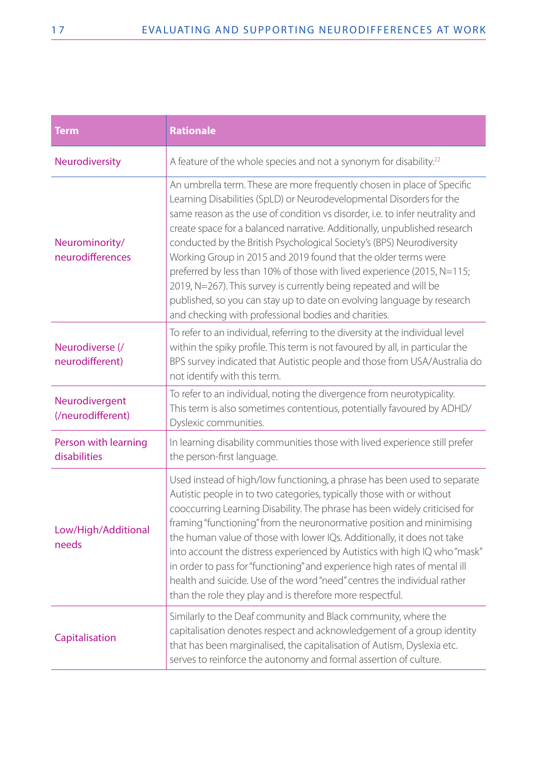| Term | Rationale |
|---|---|
| Neurodiversity | A feature of the whole species and not a synonym for disability.[22] |
| Neurominority/ neurodifferences | An umbrella term. These are more frequently chosen in place of Specific Learning Disabilities (SpLD) or Neurodevelopmental Disorders for the same reason as the use of condition vs disorder, i.e. to infer neutrality and create space for a balanced narrative. Additionally, unpublished research conducted by the British Psychological Society's (BPS) Neurodiversity Working Group in 2015 and 2019 found that the older terms were preferred by less than 10% of those with lived experience (2015, N=115; 2019, N=267). This survey is currently being repeated and will be published, so you can stay up to date on evolving language by research and checking with professional bodies and charities. |
| Neurodiverse (/ neurodifferent) | To refer to an individual, referring to the diversity at the individual level within the spiky profile. This term is not favoured by all, in particular the BPS survey indicated that Autistic people and those from USA/Australia do not identify with this term. |
| Neurodivergent (/neurodifferent) | To refer to an individual, noting the divergence from neurotypicality. This term is also sometimes contentious, potentially favoured by ADHD/ Dyslexic communities. |
| Person with learning disabilities | In learning disability communities those with lived experience still prefer the person-first language. |
| Low/High/Additional needs | Used instead of high/low functioning, a phrase has been used to separate Autistic people in to two categories, typically those with or without cooccurring Learning Disability. The phrase has been widely criticised for framing "functioning" from the neuronormative position and minimising the human value of those with lower IQs. Additionally, it does not take into account the distress experienced by Autistics with high IQ who "mask" in order to pass for "functioning" and experience high rates of mental ill health and suicide. Use of the word "need" centres the individual rather than the role they play and is therefore more respectful. |
| Capitalisation | Similarly to the Deaf community and Black community, where the capitalisation denotes respect and acknowledgement of a group identity that has been marginalised, the capitalisation of Autism, Dyslexia etc. serves to reinforce the autonomy and formal assertion of culture. |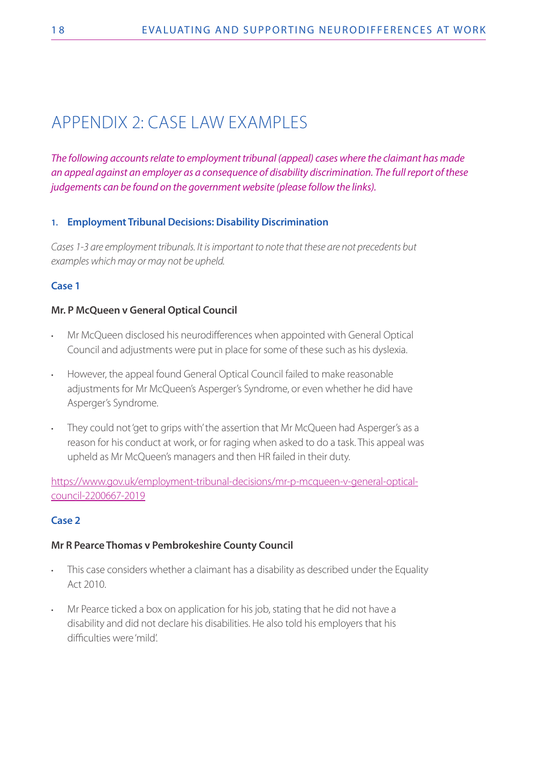# APPENDIX 2: CASE LAW EXAMPLES

*The following accounts relate to employment tribunal (appeal) cases where the claimant has made an appeal against an employer as a consequence of disability discrimination. The full report of these judgements can be found on the government website (please follow the links).*

### 1. Employment Tribunal Decisions: Disability Discrimination

*Cases 1-3 are employment tribunals. It is important to note that these are not precedents but examples which may or may not be upheld.*

#### Case 1

**Mr. P McQueen v General Optical Council**

- Mr McQueen disclosed his neurodifferences when appointed with General Optical Council and adjustments were put in place for some of these such as his dyslexia.
- However, the appeal found General Optical Council failed to make reasonable adjustments for Mr McQueen's Asperger's Syndrome, or even whether he did have Asperger's Syndrome.
- They could not 'get to grips with' the assertion that Mr McQueen had Asperger's as a reason for his conduct at work, or for raging when asked to do a task. This appeal was upheld as Mr McQueen's managers and then HR failed in their duty.

https://www.gov.uk/employment-tribunal-decisions/mr-p-mcqueen-v-general-optical-council-2200667-2019

#### Case 2

**Mr R Pearce Thomas v Pembrokeshire County Council**

- This case considers whether a claimant has a disability as described under the Equality Act 2010.
- Mr Pearce ticked a box on application for his job, stating that he did not have a disability and did not declare his disabilities. He also told his employers that his difficulties were 'mild'.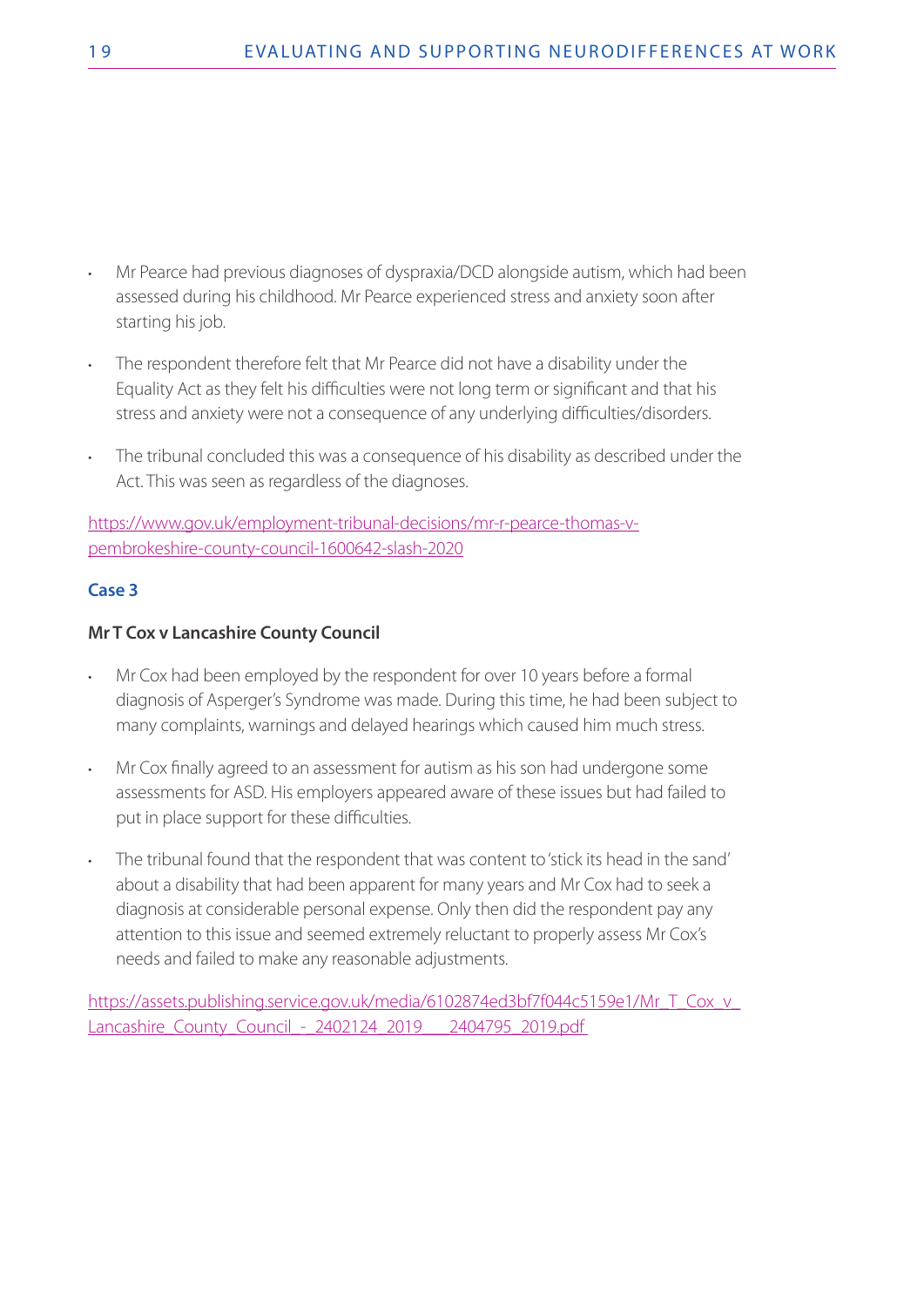- Mr Pearce had previous diagnoses of dyspraxia/DCD alongside autism, which had been assessed during his childhood. Mr Pearce experienced stress and anxiety soon after starting his job.
- The respondent therefore felt that Mr Pearce did not have a disability under the Equality Act as they felt his difficulties were not long term or significant and that his stress and anxiety were not a consequence of any underlying difficulties/disorders.
- The tribunal concluded this was a consequence of his disability as described under the Act. This was seen as regardless of the diagnoses.

https://www.gov.uk/employment-tribunal-decisions/mr-r-pearce-thomas-v-pembrokeshire-county-council-1600642-slash-2020

### Case 3

**Mr T Cox v Lancashire County Council**

- Mr Cox had been employed by the respondent for over 10 years before a formal diagnosis of Asperger's Syndrome was made. During this time, he had been subject to many complaints, warnings and delayed hearings which caused him much stress.
- Mr Cox finally agreed to an assessment for autism as his son had undergone some assessments for ASD. His employers appeared aware of these issues but had failed to put in place support for these difficulties.
- The tribunal found that the respondent that was content to 'stick its head in the sand' about a disability that had been apparent for many years and Mr Cox had to seek a diagnosis at considerable personal expense. Only then did the respondent pay any attention to this issue and seemed extremely reluctant to properly assess Mr Cox's needs and failed to make any reasonable adjustments.

https://assets.publishing.service.gov.uk/media/6102874ed3bf7f044c5159e1/Mr_T_Cox_v_Lancashire_County_Council_-_2402124_2019___2404795_2019.pdf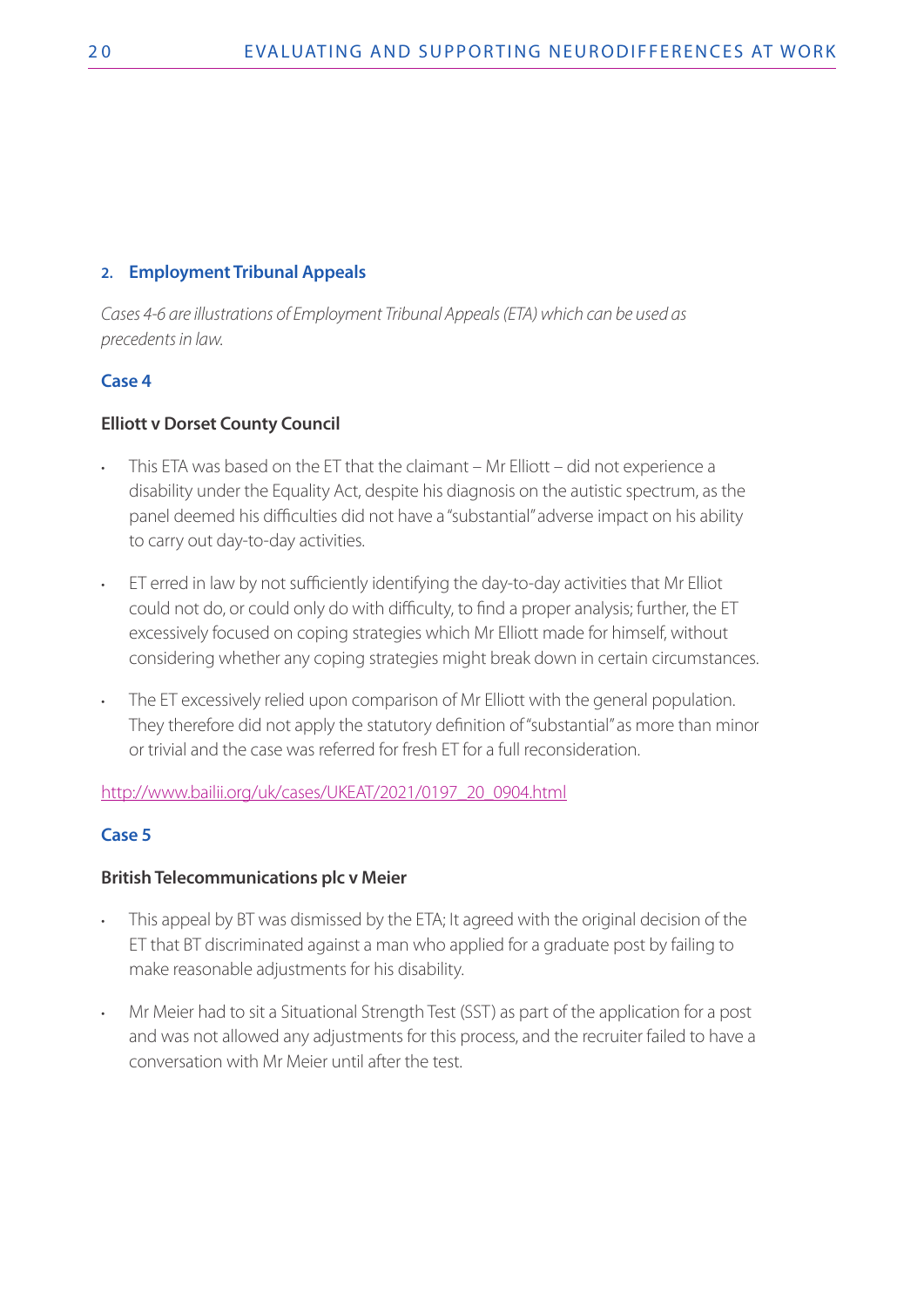## 2. Employment Tribunal Appeals

*Cases 4-6 are illustrations of Employment Tribunal Appeals (ETA) which can be used as precedents in law.*

### Case 4

**Elliott v Dorset County Council**

- This ETA was based on the ET that the claimant – Mr Elliott – did not experience a disability under the Equality Act, despite his diagnosis on the autistic spectrum, as the panel deemed his difficulties did not have a "substantial" adverse impact on his ability to carry out day-to-day activities.
- ET erred in law by not sufficiently identifying the day-to-day activities that Mr Elliot could not do, or could only do with difficulty, to find a proper analysis; further, the ET excessively focused on coping strategies which Mr Elliott made for himself, without considering whether any coping strategies might break down in certain circumstances.
- The ET excessively relied upon comparison of Mr Elliott with the general population. They therefore did not apply the statutory definition of "substantial" as more than minor or trivial and the case was referred for fresh ET for a full reconsideration.

[http://www.bailii.org/uk/cases/UKEAT/2021/0197_20_0904.html](http://www.bailii.org/uk/cases/UKEAT/2021/0197_20_0904.html)

### Case 5

**British Telecommunications plc v Meier**

- This appeal by BT was dismissed by the ETA; It agreed with the original decision of the ET that BT discriminated against a man who applied for a graduate post by failing to make reasonable adjustments for his disability.
- Mr Meier had to sit a Situational Strength Test (SST) as part of the application for a post and was not allowed any adjustments for this process, and the recruiter failed to have a conversation with Mr Meier until after the test.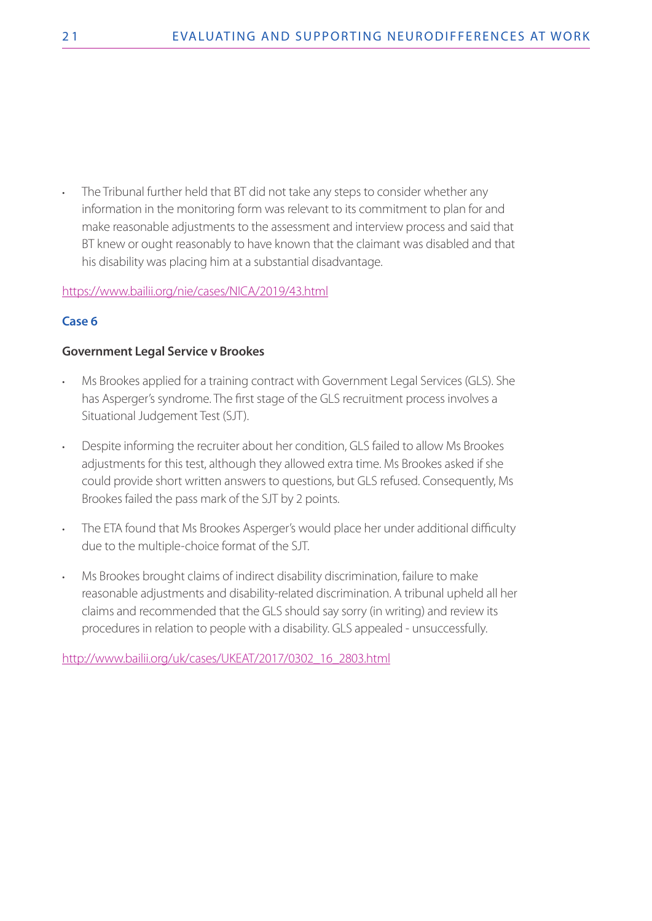- The Tribunal further held that BT did not take any steps to consider whether any information in the monitoring form was relevant to its commitment to plan for and make reasonable adjustments to the assessment and interview process and said that BT knew or ought reasonably to have known that the claimant was disabled and that his disability was placing him at a substantial disadvantage.

https://www.bailii.org/nie/cases/NICA/2019/43.html

### Case 6

**Government Legal Service v Brookes**

- Ms Brookes applied for a training contract with Government Legal Services (GLS). She has Asperger's syndrome. The first stage of the GLS recruitment process involves a Situational Judgement Test (SJT).
- Despite informing the recruiter about her condition, GLS failed to allow Ms Brookes adjustments for this test, although they allowed extra time. Ms Brookes asked if she could provide short written answers to questions, but GLS refused. Consequently, Ms Brookes failed the pass mark of the SJT by 2 points.
- The ETA found that Ms Brookes Asperger's would place her under additional difficulty due to the multiple-choice format of the SJT.
- Ms Brookes brought claims of indirect disability discrimination, failure to make reasonable adjustments and disability-related discrimination. A tribunal upheld all her claims and recommended that the GLS should say sorry (in writing) and review its procedures in relation to people with a disability. GLS appealed - unsuccessfully.

http://www.bailii.org/uk/cases/UKEAT/2017/0302_16_2803.html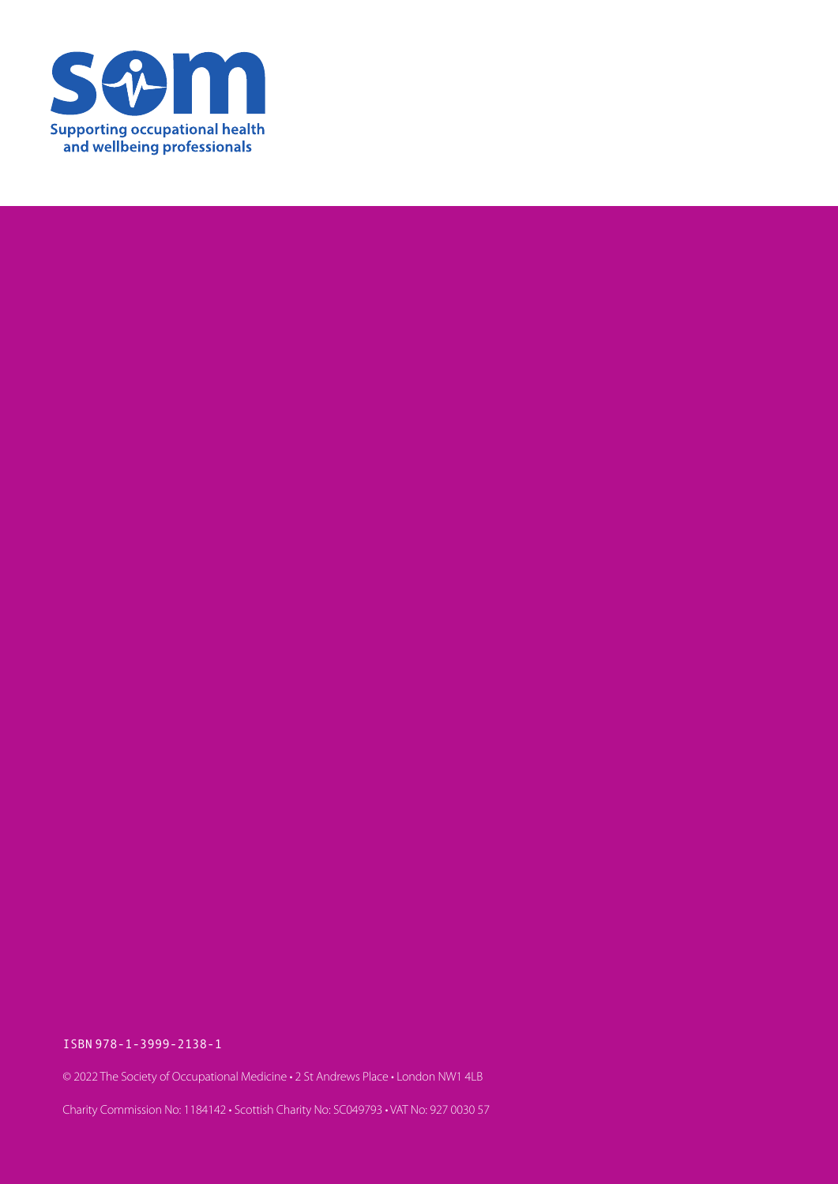Supporting occupational health and wellbeing professionals

ISBN 978-1-3999-2138-1

© 2022 The Society of Occupational Medicine • 2 St Andrews Place • London NW1 4LB

Charity Commission No: 1184142 • Scottish Charity No: SC049793 • VAT No: 927 0030 57